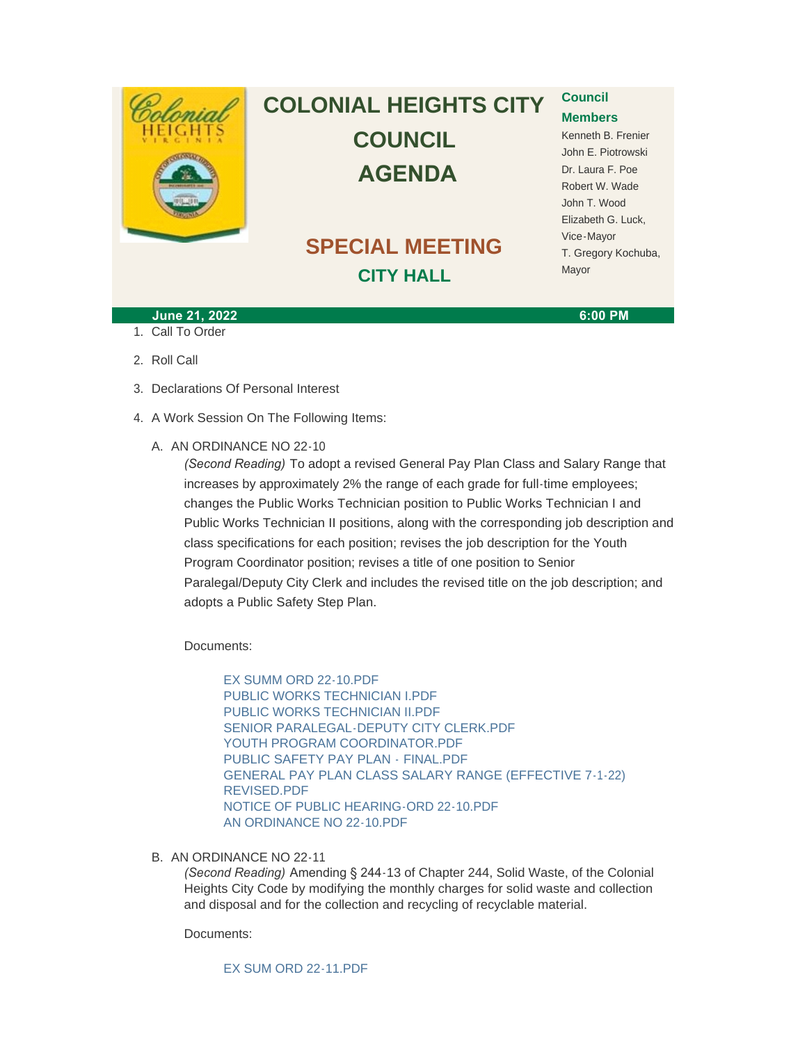# COLONIAL HEIGHTS CITY COUNCIL AGENDA

## SPECIAL MEETING

### CITY HALL

**Council Members**

Kenneth B. Frenier
John E. Piotrowski
Dr. Laura F. Poe
Robert W. Wade
John T. Wood
Elizabeth G. Luck, Vice-Mayor
T. Gregory Kochuba, Mayor

**June 21, 2022** **6:00 PM**

1. Call To Order
2. Roll Call
3. Declarations Of Personal Interest
4. A Work Session On The Following Items:

A. AN ORDINANCE NO 22-10

*(Second Reading)* To adopt a revised General Pay Plan Class and Salary Range that increases by approximately 2% the range of each grade for full-time employees; changes the Public Works Technician position to Public Works Technician I and Public Works Technician II positions, along with the corresponding job description and class specifications for each position; revises the job description for the Youth Program Coordinator position; revises a title of one position to Senior Paralegal/Deputy City Clerk and includes the revised title on the job description; and adopts a Public Safety Step Plan.

Documents:

EX SUMM ORD 22-10.PDF
PUBLIC WORKS TECHNICIAN I.PDF
PUBLIC WORKS TECHNICIAN II.PDF
SENIOR PARALEGAL-DEPUTY CITY CLERK.PDF
YOUTH PROGRAM COORDINATOR.PDF
PUBLIC SAFETY PAY PLAN - FINAL.PDF
GENERAL PAY PLAN CLASS SALARY RANGE (EFFECTIVE 7-1-22) REVISED.PDF
NOTICE OF PUBLIC HEARING-ORD 22-10.PDF
AN ORDINANCE NO 22-10.PDF

B. AN ORDINANCE NO 22-11

*(Second Reading)* Amending § 244-13 of Chapter 244, Solid Waste, of the Colonial Heights City Code by modifying the monthly charges for solid waste and collection and disposal and for the collection and recycling of recyclable material.

Documents:

EX SUM ORD 22-11.PDF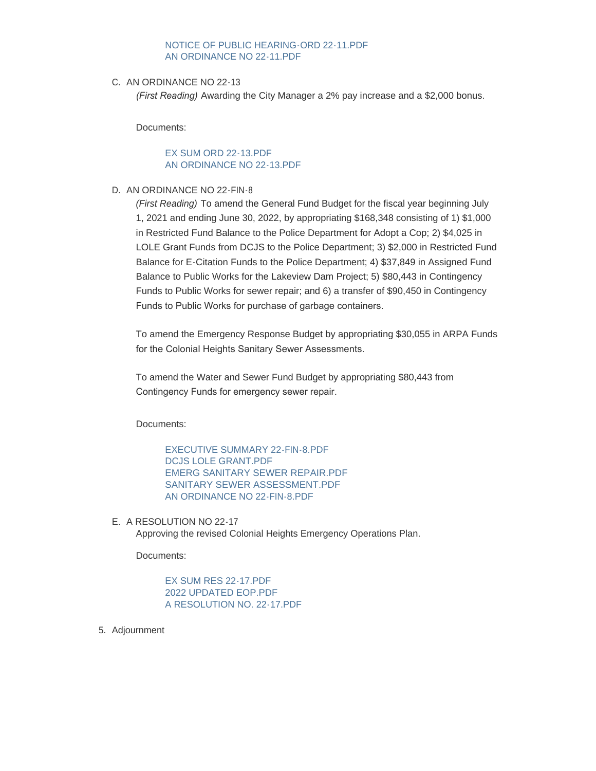NOTICE OF PUBLIC HEARING-ORD 22-11.PDF
AN ORDINANCE NO 22-11.PDF

C. AN ORDINANCE NO 22-13

   *(First Reading)* Awarding the City Manager a 2% pay increase and a $2,000 bonus.

   Documents:

   EX SUM ORD 22-13.PDF
   AN ORDINANCE NO 22-13.PDF

D. AN ORDINANCE NO 22-FIN-8

   *(First Reading)* To amend the General Fund Budget for the fiscal year beginning July 1, 2021 and ending June 30, 2022, by appropriating $168,348 consisting of 1) $1,000 in Restricted Fund Balance to the Police Department for Adopt a Cop; 2) $4,025 in LOLE Grant Funds from DCJS to the Police Department; 3) $2,000 in Restricted Fund Balance for E-Citation Funds to the Police Department; 4) $37,849 in Assigned Fund Balance to Public Works for the Lakeview Dam Project; 5) $80,443 in Contingency Funds to Public Works for sewer repair; and 6) a transfer of $90,450 in Contingency Funds to Public Works for purchase of garbage containers.

   To amend the Emergency Response Budget by appropriating $30,055 in ARPA Funds for the Colonial Heights Sanitary Sewer Assessments.

   To amend the Water and Sewer Fund Budget by appropriating $80,443 from Contingency Funds for emergency sewer repair.

   Documents:

   EXECUTIVE SUMMARY 22-FIN-8.PDF
   DCJS LOLE GRANT.PDF
   EMERG SANITARY SEWER REPAIR.PDF
   SANITARY SEWER ASSESSMENT.PDF
   AN ORDINANCE NO 22-FIN-8.PDF

E. A RESOLUTION NO 22-17

   Approving the revised Colonial Heights Emergency Operations Plan.

   Documents:

   EX SUM RES 22-17.PDF
   2022 UPDATED EOP.PDF
   A RESOLUTION NO. 22-17.PDF

5. Adjournment